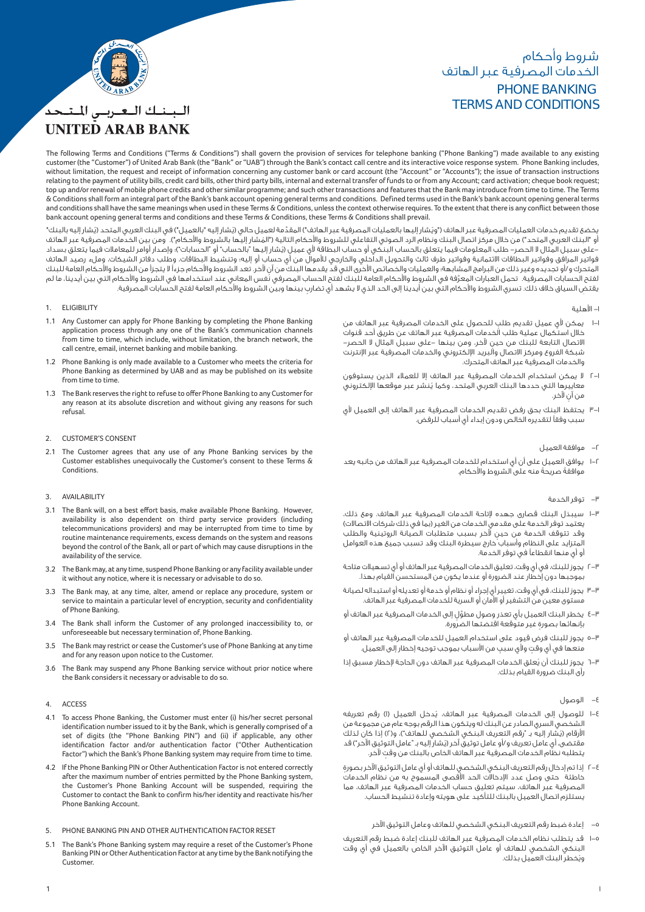# شروط وأحكام الخدمات المصرفية عبر الهاتف

# PHONE BANKING TERMS AND CONDITIONS

البنك العربي المتحد
UNITED ARAB BANK

The following Terms and Conditions ("Terms & Conditions") shall govern the provision of services for telephone banking ("Phone Banking") made available to any existing customer (the "Customer") of United Arab Bank (the "Bank" or "UAB") through the Bank's contact call centre and its interactive voice response system. Phone Banking includes, without limitation, the request and receipt of information concerning any customer bank or card account (the "Account" or "Accounts"); the issue of transaction instructions relating to the payment of utility bills, credit card bills, other third party bills, internal and external transfer of funds to or from any Account; card activation; cheque book request; top up and/or renewal of mobile phone credits and other similar programme; and such other transactions and features that the Bank may introduce from time to time. The Terms & Conditions shall form an integral part of the Bank's bank account opening general terms and conditions. Defined terms used in the Bank's bank account opening general terms and conditions shall have the same meanings when used in these Terms & Conditions, unless the context otherwise requires. To the extent that there is any conflict between those bank account opening general terms and conditions and these Terms & Conditions, these Terms & Conditions shall prevail.

يخضع تقديم خدمات العمليات المصرفية عبر الهاتف ("ويُشار إليها بالعمليات المصرفية عبر الهاتف") المقدَّمة لعميل حالي (يُشار إليه "بالعميل") في البنك العربي المتحد (يُشار إليه بالبنك" أو "البنك العربي المتحد") من خلال مركز اتصال البنك ونظام الرد الصوتي التفاعلي للشروط والأحكام التالية ("المُشار إليها بالشروط والأحكام"). ومن بين الخدمات المصرفية عبر الهاتف –على سبيل المثال لا الحصر– طلب المعلومات فيما يتعلق بالحساب البنكي أو حساب البطاقة لأي عميل (يُشار إليها "بالحساب" أو "الحسابات")؛ وإصدار أوامر للمعاملات فيما يتعلق بسداد فواتير المرافق وفواتير البطاقات الائتمانية وفواتير طرف ثالث والتحويل الداخلي والخارجي للأموال من أي حساب أو إليه؛ وتنشيط البطاقات، وطلب دفاتر الشيكات، وملء رصيد الهاتف المتحرك و/أو تجديده وغير ذلك من البرامج المشابهة؛ والعمليات والخصائص الأخرى التي قد يقدمها البنك من آن لآخر. تعد الشروط والأحكام جزءاً لا يتجزأ من الشروط والأحكام العامة للبنك لفتح الحسابات المصرفية. تحمل العبارات المعرَّفة في الشروط والأحكام العامة للبنك لفتح الحساب المصرفي نفس المعاني عند استخدامها في الشروط والأحكام التي بين أيدينا، ما لم يقتضِ السياق خلاف ذلك. تسري الشروط والأحكام التي بين أيدينا إلى الحد الذي لا يشهد أي تضارب بينها وبين الشروط والأحكام العامة لفتح الحسابات المصرفية.

## 1. ELIGIBILITY

1.1 Any Customer can apply for Phone Banking by completing the Phone Banking application process through any one of the Bank's communication channels from time to time, which include, without limitation, the branch network, the call centre, email, internet banking and mobile banking.

1.2 Phone Banking is only made available to a Customer who meets the criteria for Phone Banking as determined by UAB and as may be published on its website from time to time.

1.3 The Bank reserves the right to refuse to offer Phone Banking to any Customer for any reason at its absolute discretion and without giving any reasons for such refusal.

## 2. CUSTOMER'S CONSENT

2.1 The Customer agrees that any use of any Phone Banking services by the Customer establishes unequivocally the Customer's consent to these Terms & Conditions.

## 3. AVAILABILITY

3.1 The Bank will, on a best effort basis, make available Phone Banking. However, availability is also dependent on third party service providers (including telecommunications providers) and may be interrupted from time to time by routine maintenance requirements, excess demands on the system and reasons beyond the control of the Bank, all or part of which may cause disruptions in the availability of the service.

3.2 The Bank may, at any time, suspend Phone Banking or any facility available under it without any notice, where it is necessary or advisable to do so.

3.3 The Bank may, at any time, alter, amend or replace any procedure, system or service to maintain a particular level of encryption, security and confidentiality of Phone Banking.

3.4 The Bank shall inform the Customer of any prolonged inaccessibility to, or unforeseeable but necessary termination of, Phone Banking.

3.5 The Bank may restrict or cease the Customer's use of Phone Banking at any time and for any reason upon notice to the Customer.

3.6 The Bank may suspend any Phone Banking service without prior notice where the Bank considers it necessary or advisable to do so.

## 4. ACCESS

4.1 To access Phone Banking, the Customer must enter (i) his/her secret personal identification number issued to it by the Bank, which is generally comprised of a set of digits (the "Phone Banking PIN") and (ii) if applicable, any other identification factor and/or authentication factor ("Other Authentication Factor") which the Bank's Phone Banking system may require from time to time.

4.2 If the Phone Banking PIN or Other Authentication Factor is not entered correctly after the maximum number of entries permitted by the Phone Banking system, the Customer's Phone Banking Account will be suspended, requiring the Customer to contact the Bank to confirm his/her identity and reactivate his/her Phone Banking Account.

## 5. PHONE BANKING PIN AND OTHER AUTHENTICATION FACTOR RESET

5.1 The Bank's Phone Banking system may require a reset of the Customer's Phone Banking PIN or Other Authentication Factor at any time by the Bank notifying the Customer.

## ١– الأهلية

١–١ يمكن لأي عميل تقديم طلب للحصول على الخدمات المصرفية عبر الهاتف من خلال استكمال عملية طلب الخدمات المصرفية عبر الهاتف عن طريق أحد قنوات الاتصال التابعة للبنك من حين لآخر، ومن بينها –على سبيل المثال لا الحصر– شبكة الفروع ومركز الاتصال والبريد الإلكتروني والخدمات المصرفية عبر الإنترنت والخدمات المصرفية عبر الهاتف المتحرك.

١–٢ لا يمكن استخدام الخدمات المصرفية عبر الهاتف إلا للعملاء الذين يستوفون معاييرها التي حددها البنك العربي المتحد، وكما يُنشر عبر موقعها الإلكتروني من آنٍ لآخر.

١–٣ يحتفظ البنك بحق رفض تقديم الخدمات المصرفية عبر الهاتف إلى العميل لأي سبب وفقاً لتقديره الخالص ودون إبداء أي أسباب للرفض.

## ٢– موافقة العميل

٢–١ يوافق العميل على أن أي استخدام للخدمات المصرفية عبر الهاتف من جانبه يعد موافقةً صريحةً منه على الشروط والأحكام.

## ٣– توفر الخدمة

٣–١ سيبذل البنك قصارى جهده لإتاحة الخدمات المصرفية عبر الهاتف. ومع ذلك، يعتمد توفر الخدمة على مقدمي الخدمات من الغير (بما في ذلك شركات الاتصالات) وقد تتوقف الخدمة من حين لآخر بسبب متطلبات الصيانة الروتينية والطلب المتزايد على النظام وأسباب خارج سيطرة البنك وقد تسبب جميع هذه العوامل أو أي منها انقطاعاً في توفر الخدمة.

٣–٢ يجوز للبنك، في أي وقت، تعليق الخدمات المصرفية عبر الهاتف أو أي تسهيلات متاحة بموجبها دون إخطار عند الضرورة أو عندما يكون من المستحسن القيام بهذا.

٣–٣ يجوز للبنك، في أي وقت، تغيير أي إجراء أو نظام أو خدمة أو تعديله أو استبداله لصيانة مستوى معين من التشفير أو الأمان أو السرية للخدمات المصرفية عبر الهاتف.

٣–٤ يخطر البنك العميل بأي تعذر وصول مطوَّل إلى الخدمات المصرفية عبر الهاتف أو بإنهائها بصورة غير متوقعة اقتضتها الضرورة.

٣–٥ يجوز للبنك فرض قيود على استخدام العميل للخدمات المصرفية عبر الهاتف أو منعها في أي وقتٍ ولأي سبب من الأسباب بموجب توجيه إخطار إلى العميل.

٣–٦ يجوز للبنك أن يُعلق الخدمات المصرفية عبر الهاتف دون الحاجة لإخطار مسبق إذا رأى البنك ضرورة القيام بذلك.

## ٤– الوصول

٤–١ للوصول إلى الخدمات المصرفية عبر الهاتف، يَدخل العميل (أ) رقم تعريفه الشخصي السري الصادر عن البنك له ويتكون هذا الرقم بوجه عام من مجموعة من الأرقام (يُشار إليه بـ "رقم التعريف البنكي الشخصي للهاتف")، و(٢) إذا كان لذلك مقتضى، أي عامل تعريف و/أو عامل توثيق آخر (يُشار إليه بـ "عامل التوثيق الآخر") قد يتطلبه نظام الخدمات المصرفية عبر الهاتف الخاص بالبنك من وقتٍ لآخر.

٤–٢ إذا تم إدخال رقم التعريف البنكي الشخصي للهاتف أو أي عامل التوثيق الآخر بصورة خاطئة حتى وصل عدد الإدخالات الحد الأقصى المسموح به من نظام الخدمات المصرفية عبر الهاتف، سيتم تعليق حساب الخدمات المصرفية عبر الهاتف، مما يستلزم اتصال العميل بالبنك للتأكيد على هويته وإعادة تنشيط الحساب.

## ٥– إعادة ضبط رقم التعريف البنكي الشخصي للهاتف وعامل التوثيق الآخر

٥–١ قد يتطلب نظام الخدمات المصرفية عبر الهاتف للبنك إعادة ضبط رقم التعريف البنكي الشخصي للهاتف أو عامل التوثيق الآخر الخاص بالعميل في أي وقت ويُخطر البنك العميل بذلك.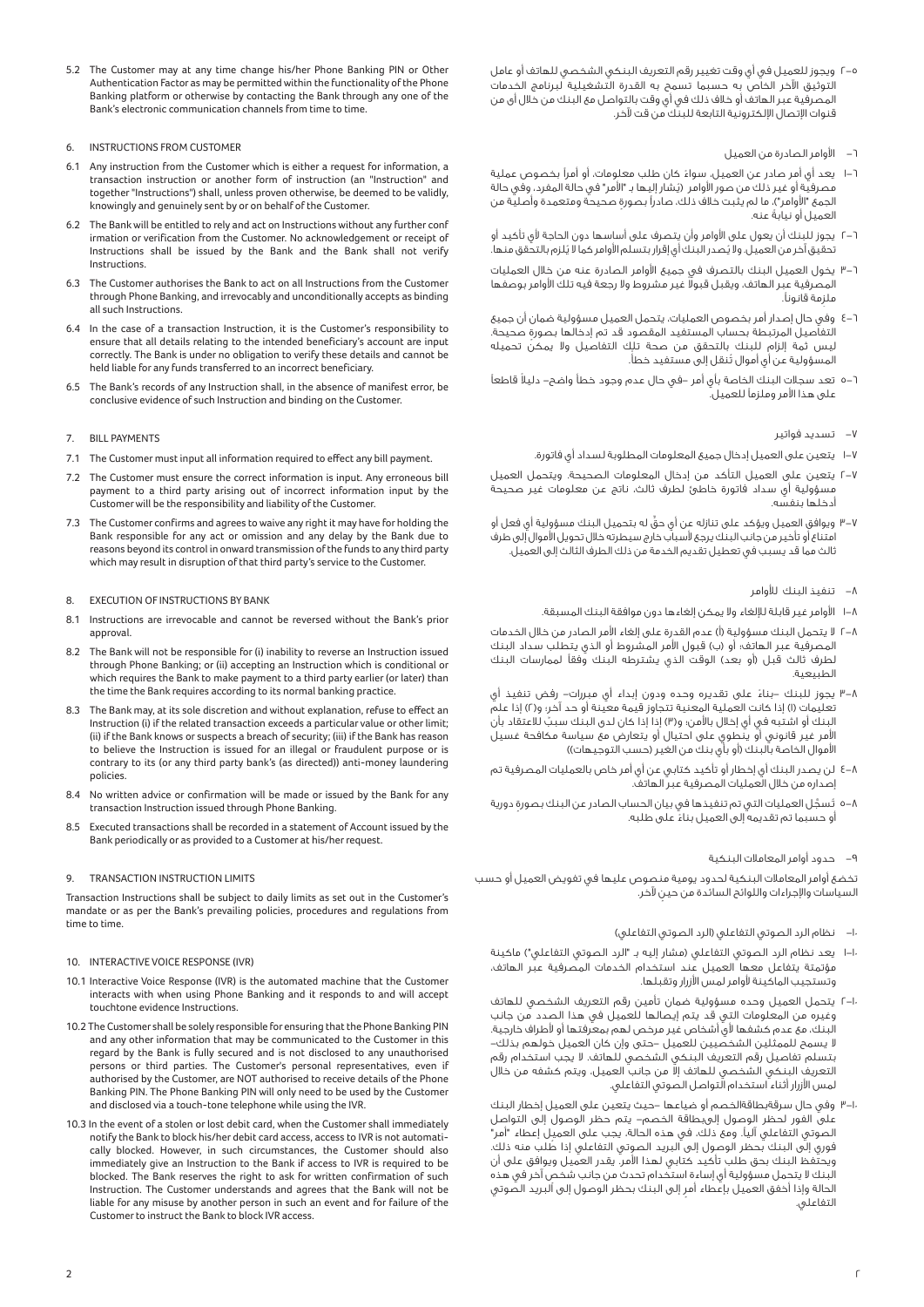5.2 The Customer may at any time change his/her Phone Banking PIN or Other Authentication Factor as may be permitted within the functionality of the Phone Banking platform or otherwise by contacting the Bank through any one of the Bank's electronic communication channels from time to time.

## 6. INSTRUCTIONS FROM CUSTOMER

6.1 Any instruction from the Customer which is either a request for information, a transaction instruction or another form of instruction (an "Instruction" and together "Instructions") shall, unless proven otherwise, be deemed to be validly, knowingly and genuinely sent by or on behalf of the Customer.

6.2 The Bank will be entitled to rely and act on Instructions without any further confirmation or verification from the Customer. No acknowledgement or receipt of Instructions shall be issued by the Bank and the Bank shall not verify Instructions.

6.3 The Customer authorises the Bank to act on all Instructions from the Customer through Phone Banking, and irrevocably and unconditionally accepts as binding all such Instructions.

6.4 In the case of a transaction Instruction, it is the Customer's responsibility to ensure that all details relating to the intended beneficiary's account are input correctly. The Bank is under no obligation to verify these details and cannot be held liable for any funds transferred to an incorrect beneficiary.

6.5 The Bank's records of any Instruction shall, in the absence of manifest error, be conclusive evidence of such Instruction and binding on the Customer.

## 7. BILL PAYMENTS

7.1 The Customer must input all information required to effect any bill payment.

7.2 The Customer must ensure the correct information is input. Any erroneous bill payment to a third party arising out of incorrect information input by the Customer will be the responsibility and liability of the Customer.

7.3 The Customer confirms and agrees to waive any right it may have for holding the Bank responsible for any act or omission and any delay by the Bank due to reasons beyond its control in onward transmission of the funds to any third party which may result in disruption of that third party's service to the Customer.

## 8. EXECUTION OF INSTRUCTIONS BY BANK

8.1 Instructions are irrevocable and cannot be reversed without the Bank's prior approval.

8.2 The Bank will not be responsible for (i) inability to reverse an Instruction issued through Phone Banking; or (ii) accepting an Instruction which is conditional or which requires the Bank to make payment to a third party earlier (or later) than the time the Bank requires according to its normal banking practice.

8.3 The Bank may, at its sole discretion and without explanation, refuse to effect an Instruction (i) if the related transaction exceeds a particular value or other limit; (ii) if the Bank knows or suspects a breach of security; (iii) if the Bank has reason to believe the Instruction is issued for an illegal or fraudulent purpose or is contrary to its (or any third party bank's (as directed)) anti-money laundering policies.

8.4 No written advice or confirmation will be made or issued by the Bank for any transaction Instruction issued through Phone Banking.

8.5 Executed transactions shall be recorded in a statement of Account issued by the Bank periodically or as provided to a Customer at his/her request.

## 9. TRANSACTION INSTRUCTION LIMITS

Transaction Instructions shall be subject to daily limits as set out in the Customer's mandate or as per the Bank's prevailing policies, procedures and regulations from time to time.

## 10. INTERACTIVE VOICE RESPONSE (IVR)

10.1 Interactive Voice Response (IVR) is the automated machine that the Customer interacts with when using Phone Banking and it responds to and will accept touchtone evidence Instructions.

10.2 The Customer shall be solely responsible for ensuring that the Phone Banking PIN and any other information that may be communicated to the Customer in this regard by the Bank is fully secured and is not disclosed to any unauthorised persons or third parties. The Customer's personal representatives, even if authorised by the Customer, are NOT authorised to receive details of the Phone Banking PIN. The Phone Banking PIN will only need to be used by the Customer and disclosed via a touch-tone telephone while using the IVR.

10.3 In the event of a stolen or lost debit card, when the Customer shall immediately notify the Bank to block his/her debit card access, access to IVR is not automatically blocked. However, in such circumstances, the Customer should also immediately give an Instruction to the Bank if access to IVR is required to be blocked. The Bank reserves the right to ask for written confirmation of such Instruction. The Customer understands and agrees that the Bank will not be liable for any misuse by another person in such an event and for failure of the Customer to instruct the Bank to block IVR access.

٥-٢ ويجوز للعميل في أي وقت تغيير رقم التعريف البنكي الشخصي للهاتف أو عامل التوثيق الآخر الخاص به حسبما تسمح به القدرة التشغيلية لبرنامج الخدمات المصرفية عبر الهاتف أو خلاف ذلك في أي وقت بالتواصل مع البنك من خلال أي من قنوات الإتصال الإلكترونية التابعة للبنك من قت لآخر.

## ٦- الأوامر الصادرة من العميل

٦-١ يعد أي أمر صادر عن العميل، سواءً كان طلب معلومات، أو أمراً بخصوص عملية مصرفية أو غير ذلك من صور الأوامر (يشار إليها بـ "الأمر" في حالة المفرد، وفي حالة الجمع "الأوامر")، ما لم يثبت خلاف ذلك، صادراً بصورةٍ صحيحة ومتعمدة وأصلية من العميل أو نيابةً عنه.

٦-٢ يجوز للبنك أن يعول على الأوامر وأن يتصرف على أساسها دون الحاجة لأي تأكيد أو تحقيق آخر من العميل، ولا يُصدر البنك أي إقرار بتسلم الأوامر كما لا يَلزم بالتحقق منها.

٦-٣ يخول العميل البنك بالتصرف في جميع الأوامر الصادرة عنه من خلال العمليات المصرفية عبر الهاتف، ويقبل قبولاً غير مشروط ولا رجعة فيه تلك الأوامر بوصفها ملزمة قانوناً.

٦-٤ وفي حال إصدار أمر بخصوص العمليات، يتحمل العميل مسؤولية ضمان أن جميع التفاصيل المرتبطة بحساب المستفيد المقصود قد تم إدخالها بصورة صحيحة. ليس ثمة إلزام للبنك بالتحقق من صحة تلك التفاصيل ولا يمكن تحميله المسؤولية عن أي أموال تنقل إلى مستفيد خطأً.

٦-٥ تعد سجلات البنك الخاصة بأي أمر -في حال عدم وجود خطأ واضح- دليلاً قاطعاً على هذا الأمر وملزماً للعميل.

## ٧- تسديد فواتير

٧-١ يتعين على العميل إدخال جميع المعلومات المطلوبة لسداد أي فاتورة.

٧-٢ يتعين على العميل التأكد من إدخال المعلومات الصحيحة. ويتحمل العميل مسؤولية أي سداد فاتورة خاطئ لطرف ثالث، ناتج عن معلومات غير صحيحة أدخلها بنفسه.

٧-٣ ويوافق العميل ويؤكد على تنازله عن أي حقٍّ له بتحميل البنك مسؤولية أي فعل أو امتناع أو تأخير من جانب البنك يرجع لأسباب خارج سيطرته خلال تحويل الأموال إلى طرف ثالث مما قد يسبب في تعطيل تقديم الخدمة من ذلك الطرف الثالث إلى العميل.

## ٨- تنفيذ البنك للأوامر

٨-١ الأوامر غير قابلة للإلغاء ولا يمكن إلغاءها دون موافقة البنك المسبقة.

٨-٢ لا يتحمل البنك مسؤولية (أ) عدم القدرة على إلغاء الأمر الصادر من خلال الخدمات المصرفية عبر الهاتف؛ أو (ب) قبول الأمر المشروط أو الذي يتطلب سداد البنك لطرف ثالث قبل (أو بعد) الوقت الذي يشترطه البنك وفقاً لممارسات البنك الطبيعية.

٨-٣ يجوز للبنك -بناءً على تقديره وحده ودون إبداء أي مبررات- رفض تنفيذ أي تعليمات (١) إذا كانت العملية المعنية تتجاوز قيمة معينة أو حد آخر؛ و(٢) إذا علم البنك أو اشتبه في أي إخلال بالأمن؛ و(٣) إذا إذا كان لدى البنك سببٌ للاعتقاد بأن الأمر غير قانوني أو ينطوي على احتيال أو يتعارض مع سياسة مكافحة غسيل الأموال الخاصة بالبنك (أو بأي بنك من الغير (حسب التوجيهات))

٨-٤ لن يصدر البنك أي إخطار أو تأكيد كتابي عن أي أمر خاص بالعمليات المصرفية تم إصداره من خلال العمليات المصرفية عبر الهاتف.

٨-٥ تُسجّل العمليات التي تم تنفيذها في بيان الحساب الصادر عن البنك بصورة دورية أو حسبما تم تقديمه إلى العميل بناءً على طلبه.

## ٩- حدود أوامر المعاملات البنكية

تخضع أوامر المعاملات البنكية لحدود يومية منصوص عليها في تفويض العميل أو حسب السياسات والإجراءات واللوائح السائدة من حين لآخر.

## ١٠- نظام الرد الصوتي التفاعلي (الرد الصوتي التفاعلي)

١٠-١ يعد نظام الرد الصوتي التفاعلي (مشار إليه بـ "الرد الصوتي التفاعلي") ماكينة مؤتمتة يتفاعل معها العميل عند استخدام الخدمات المصرفية عبر الهاتف، وتستجيب الماكينة لأوامر لمس الأزرار وتقبلها.

١٠-٢ يتحمل العميل وحده مسؤولية ضمان تأمين رقم التعريف الشخصي للهاتف وغيره من المعلومات التي قد يتم إيصالها للعميل في هذا الصدد من جانب البنك، مع عدم كشفها لأي أشخاص غير مرخص لهم بمعرفتها أو لأطراف خارجية. لا يسمح للممثلين الشخصيين للعميل -حتى وإن كان العميل خولهم بذلك- بتسلم تفاصيل رقم التعريف البنكي الشخصي للهاتف. لا يجب استخدام رقم التعريف البنكي الشخصي للهاتف إلا من جانب العميل، ويتم كشفه من خلال لمس الأزرار أثناء استخدام التواصل الصوتي التفاعلي.

١٠-٣ وفي حال سرقةبطاقةالخصم أو ضياعها -حيث يتعين على العميل إخطار البنك على الفور لحظر الوصول إلىبطاقة الخصم- يتم حظر الوصول إلى التواصل الصوتي التفاعلي آلياً. ومع ذلك، في هذه الحالة، يجب على العميل إعطاء "أمر" فوري إلى البنك بحظر الوصول إلى البريد الصوتي التفاعلي إذا طلب منه ذلك. ويحتفظ البنك بحق طلب تأكيد كتابي لهذا الأمر. يقدر العميل ويوافق على أن البنك لا يتحمل مسؤولية أي إساءة استخدام تحدث من جانب شخص آخر في هذه الحالة وإذا أخفق العميل بإعطاء أمر إلى البنك بحظر الوصول إلى البريد الصوتي التفاعلي.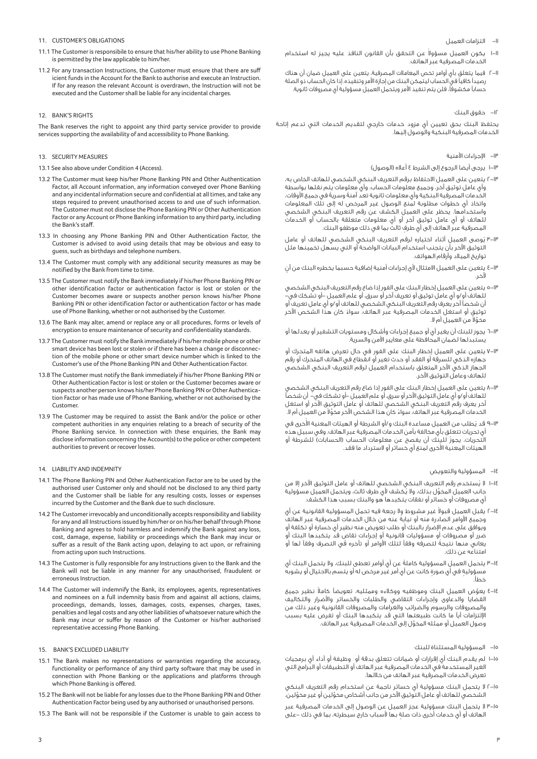## 11. CUSTOMER'S OBLIGATIONS

11.1 The Customer is responsibile to ensure that his/her ability to use Phone Banking is permitted by the law applicable to him/her.

11.2 For any transaction Instructions, the Customer must ensure that there are sufficient funds in the Account for the Bank to authorise and execute an Instruction. If for any reason the relevant Account is overdrawn, the Instruction will not be executed and the Customer shall be liable for any incidental charges.

## 12. BANK'S RIGHTS

The Bank reserves the right to appoint any third party service provider to provide services supporting the availability of and accessibility to Phone Banking.

## 13. SECURITY MEASURES

13.1 See also above under Condition 4 (Access).

13.2 The Customer must keep his/her Phone Banking PIN and Other Authentication Factor, all Account information, any information conveyed over Phone Banking and any incidental information secure and confidential at all times, and take any steps required to prevent unauthorised access to and use of such information. The Customer must not disclose the Phone Banking PIN or Other Authentication Factor or any Account or Phone Banking information to any third party, including the Bank's staff.

13.3 In choosing any Phone Banking PIN and Other Authentication Factor, the Customer is advised to avoid using details that may be obvious and easy to guess, such as birthdays and telephone numbers.

13.4 The Customer must comply with any additional security measures as may be notified by the Bank from time to time.

13.5 The Customer must notify the Bank immediately if his/her Phone Banking PIN or other identification factor or authentication factor is lost or stolen or the Customer becomes aware or suspects another person knows his/her Phone Banking PIN or other identification factor or authentication factor or has made use of Phone Banking, whether or not authorised by the Customer.

13.6 The Bank may alter, amend or replace any or all procedures, forms or levels of encryption to ensure maintenance of security and confidentiality standards.

13.7 The Customer must notify the Bank immediately if his/her mobile phone or other smart device has been lost or stolen or if there has been a change or disconnection of the mobile phone or other smart device number which is linked to the Customer's use of the Phone Banking PIN and Other Authentication Factor.

13.8 The Customer must notify the Bank immediately if his/her Phone Banking PIN or Other Authentication Factor is lost or stolen or the Customer becomes aware or suspects another person knows his/her Phone Banking PIN or Other Authentication Factor or has made use of Phone Banking, whether or not authorised by the Customer.

13.9 The Customer may be required to assist the Bank and/or the police or other competent authorities in any enquiries relating to a breach of security of the Phone Banking service. In connection with these enquiries, the Bank may disclose information concerning the Account(s) to the police or other competent authorities to prevent or recover losses.

## 14. LIABILITY AND INDEMNITY

14.1 The Phone Banking PIN and Other Authentication Factor are to be used by the authorised user Customer only and should not be disclosed to any third party and the Customer shall be liable for any resulting costs, losses or expenses incurred by the Customer and the Bank due to such disclosure.

14.2 The Customer irrevocably and unconditionally accepts responsibility and liability for any and all Instructions issued by him/her or on his/her behalf through Phone Banking and agrees to hold harmless and indemnify the Bank against any loss, cost, damage, expense, liability or proceedings which the Bank may incur or suffer as a result of the Bank acting upon, delaying to act upon, or refraining from acting upon such Instructions.

14.3 The Customer is fully responsible for any Instructions given to the Bank and the Bank will not be liable in any manner for any unauthorised, fraudulent or erroneous Instruction.

14.4 The Customer will indemnify the Bank, its employees, agents, representatives and nominees on a full indemnity basis from and against all actions, claims, proceedings, demands, losses, damages, costs, expenses, charges, taxes, penalties and legal costs and any other liabilities of whatsoever nature which the Bank may incur or suffer by reason of the Customer or his/her authorised representative accessing Phone Banking.

## 15. BANK'S EXCLUDED LIABILITY

15.1 The Bank makes no representations or warranties regarding the accuracy, functionality or performance of any third party software that may be used in connection with Phone Banking or the applications and platforms through which Phone Banking is offered.

15.2 The Bank will not be liable for any losses due to the Phone Banking PIN and Other Authentication Factor being used by any authorised or unauthorised persons.

15.3 The Bank will not be responsible if the Customer is unable to gain access to

## ١١– التزامات العميل

١١–١ يكون العميل مسؤولاً عن التحقق بأن القانون النافذ عليه يجيز له استخدام الخدمات المصرفية عبر الهاتف.

١١–٢ فيما يتعلق بأي أوامر تخص المعاملات المصرفية، يتعين على العميل ضمان أن هناك رصيداً كافياً في الحساب ليتمكن البنك من إجازة الأمر وتنفيذه. إذا كان الحساب ذو الصلة حساباً مكشوفاً، فلن يتم تنفيذ الأمر ويتحمل العميل مسؤولية أي مصروفات ثانوية.

## ١٢– حقوق البنك

يحتفظ البنك بحق تعيين أي مزود خدمات خارجي لتقديم الخدمات التي تدعم إتاحة الخدمات المصرفية البنكية والوصول إليها.

## ١٣– الإجراءات الأمنية

١٣–١ يرجى أيضا الرجوع إلى الشرط ٤ أعلاه (الوصول)

١٣–٢ يتعين على العميل الاحتفاظ برقم التعريف البنكي الشخصي للهاتف الخاص به، وأي عامل توثيق آخر، وجميع معلومات الحساب، وأي معلومات يتم نقلها بواسطة الخدمات المصرفية البنكية وأي معلومات ثانوية تعدّ آمنةً وسريةً في جميع الأوقات، واتخاذ أي خطوات مطلوبة لمنع الوصول غير المرخص له إلى تلك المعلومات واستخدامها. يحظر على العميل الكشف عن رقم التعريف البنكي الشخصي للهاتف أو أي عامل توثيق آخر أو أي معلومات متعلقة بالحساب أو الخدمات المصرفية عبر الهاتف إلى أي طرف ثالث بما في ذلك موظفو البنك.

١٣–٣ يُوصى العميل أثناء اختياره لرقم التعريف البنكي الشخصي للهاتف أو عامل التوثيق الآخر بأن يتجنب استخدام البيانات الواضحة أو التي يسهل تخمينها مثل تواريخ الميلاد وأرقام الهواتف.

١٣–٤ يتعين على العميل الامتثال لأي إجراءات أمنية إضافية حسبما يخطره البنك من آنٍ لآخر.

١٣–٥ يتعين على العميل إخطار البنك على الفور إذا ضاع رقم التعريف البنكي الشخصي للهاتف أو/و أي عامل توثيق أو تعريف آخر أو سرق، أو علم العميل –أو تشكك في– أن شخصاً آخر يعرف رقم التعريف البنكي الشخصي للهاتف أو/و أي عامل تعريف أو توثيق أو استغل الخدمات المصرفية عبر الهاتف، سواءً كان هذا الشخص الآخر مخوّلاً من العميل أم لا.

١٣–٦ يجوز للبنك أن يغير أو أي جميع إجراءات وأشكال ومستويات التشفير أو يعدلها أو يستبدلها لضمان المحافظة على معايير الأمن والسرية.

١٣–٧ يتعين على العميل إخطار البنك على الفور في حال تعرض هاتفه المتحرك أو جهازه الذكي للسرقة أو الفقد أو حدث تغير أو انقطاع في الهاتف المتحرك أو رقم الجهاز الذكي الآخر المتعلق باستخدام العميل لرقم التعريف البنكي الشخصي للهاتف وعامل التوثيق الآخر.

١٣–٨ يتعين على العميل إخطار البنك على الفور إذا ضاع رقم التعريف البنكي الشخصي للهاتف أو/و أي عامل التوثيق الآخر أو سرق، أو علم العميل –أو تشكك في– أن شخصاً آخر يعرف رقم التعريف البنكي الشخصي للهاتف أو عامل التوثيق الآخر أو استغل الخدمات المصرفية عبر الهاتف، سواءً كان هذا الشخص الآخر مخوّلاً من العميل أم لا.

١٣–٩ قد يُطلب من العميل مساعدة البنك و/أو الشرطة أو الهيئات المعنية الأخرى في أي تحريات تتعلق بأي مخالفة بأمن الخدمات المصرفية عبر الهاتف، وفي سبيل هذه التحريات، يجوز للبنك أن يفصح عن معلومات الحساب (الحسابات) للشرطة أو الهيئات المعنية الأخرى لمنع أي خسائر أو لاسترداد ما فقد.

## ١٤– المسؤولية والتعويض

١٤–١ لا يُستخدم رقم التعريف البنكي الشخصي للهاتف أو عامل التوثيق الآخر إلا من جانب العميل المخوّل بذلك، ولا يُكشف لأي طرف ثالث، ويتحمل العميل مسؤولية أي مصروفات أو خسائر أو نفقات يتكبدها هو والبنك بسبب هذا الكشف.

١٤–٢ يقبل العميل قبولاً غير مشروط ولا رجعة فيه تحمل المسؤولية القانونية عن أي وجميع الأوامر الصادرة منه أو نيابةً عنه من خلال الخدمات المصرفية عبر الهاتف ويوافق على عدم الإضرار بالبنك أو طلب تعويض منه نظير أي خسارة أو تكلفة أو ضرر أو مصروفات أو مسؤوليات قانونية أو إجراءات تقاضٍ قد يتكبدها البنك أو يعاني منها نتيجة لتصرفه وفقاً لتلك الأوامر أو تأخره في التصرف وفقاً لها أو امتناعه عن ذلك.

١٤–٣ يتحمل العميل المسؤولية كاملةً عن أي أوامر تعطى للبنك، ولا يتحمل البنك أي مسؤولية في أي صورة كانت عن أي أمر غير مرخص له أو يتسم بالاحتيال أو يشوبه خطأ.

١٤–٤ يعوّض العميل البنك وموظفيه ووكلاءه وممثليه، تعويضاً كاملاً نظير جميع القضايا والدعاوى وإجراءات التقاضي والطلبات والخسائر والأضرار والتكاليف والمصروفات والرسوم والضرائب والغرامات والمصروفات القانونية وغير ذلك من الالتزامات أياً ما كانت طبيعتها التي قد يتكبدها البنك أو تفرض عليه بسبب وصول العميل أو ممثله المخوّل إلى الخدمات المصرفية عبر الهاتف.

## ١٥– المسؤولية المستثناة للبنك

١٥–١ لم يقدم البنك أي إقرارات أو ضمانات تتعلق بدقة أو وظيفة أو أداء أي برمجيات الغير المستخدمة في الخدمات المصرفية عبر الهاتف أو التطبيقات أو البرامج التي تعرض الخدمات المصرفية عبر الهاتف من خلالها.

١٥–٢ لا يتحمل البنك مسؤولية أي خسائر ناجمة عن استخدام رقم التعريف البنكي الشخصي للهاتف أو عامل التوثيق الآخر من جانب أشخاص مخوّلين أو غير مخوّلين.

١٥–٣ لا يتحمل البنك مسؤولية عجز العميل عن الوصول إلى الخدمات المصرفية عبر الهاتف أو أي خدمات أخرى ذات صلة بها لأسباب خارج سيطرته، بما في ذلك –على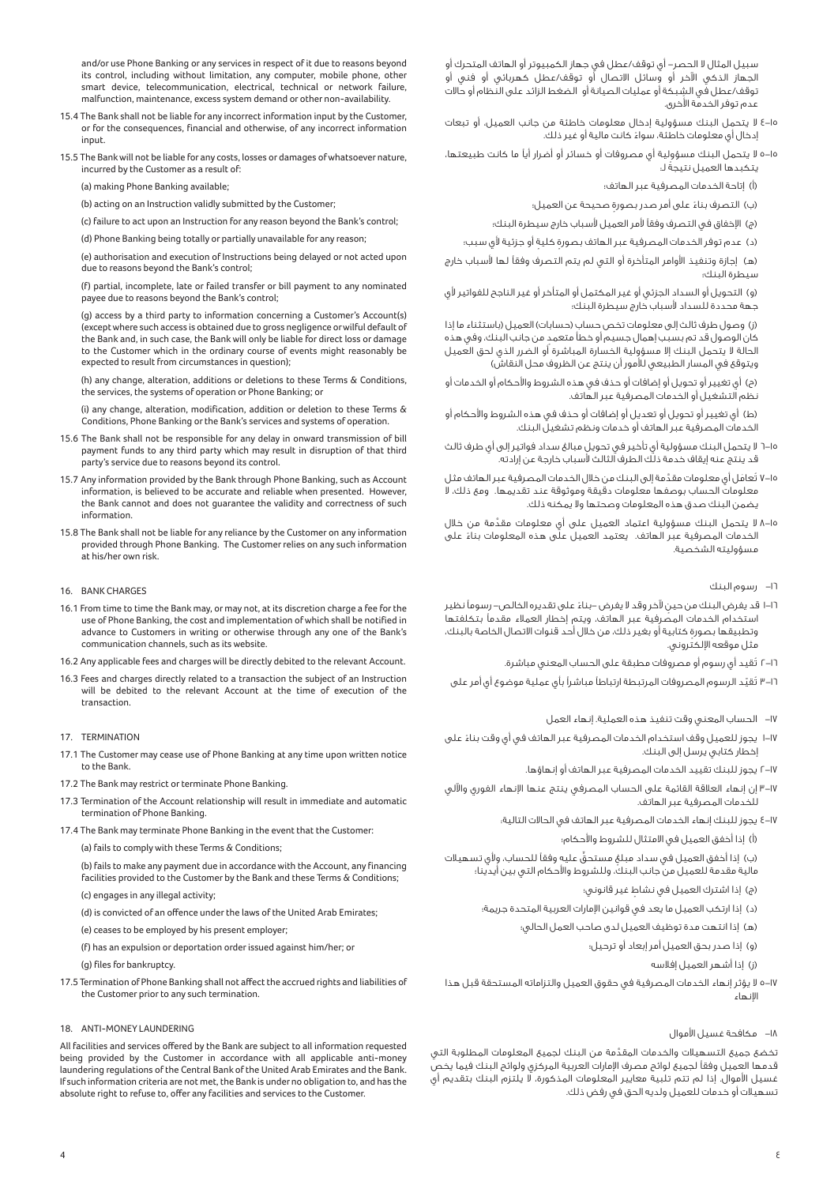and/or use Phone Banking or any services in respect of it due to reasons beyond its control, including without limitation, any computer, mobile phone, other smart device, telecommunication, electrical, technical or network failure, malfunction, maintenance, excess system demand or other non-availability.

15.4 The Bank shall not be liable for any incorrect information input by the Customer, or for the consequences, financial and otherwise, of any incorrect information input.

15.5 The Bank will not be liable for any costs, losses or damages of whatsoever nature, incurred by the Customer as a result of:

(a) making Phone Banking available;

(b) acting on an Instruction validly submitted by the Customer;

(c) failure to act upon an Instruction for any reason beyond the Bank's control;

(d) Phone Banking being totally or partially unavailable for any reason;

(e) authorisation and execution of Instructions being delayed or not acted upon due to reasons beyond the Bank's control;

(f) partial, incomplete, late or failed transfer or bill payment to any nominated payee due to reasons beyond the Bank's control;

(g) access by a third party to information concerning a Customer's Account(s) (except where such access is obtained due to gross negligence or wilful default of the Bank and, in such case, the Bank will only be liable for direct loss or damage to the Customer which in the ordinary course of events might reasonably be expected to result from circumstances in question);

(h) any change, alteration, additions or deletions to these Terms & Conditions, the services, the systems of operation or Phone Banking; or

(i) any change, alteration, modification, addition or deletion to these Terms & Conditions, Phone Banking or the Bank's services and systems of operation.

15.6 The Bank shall not be responsible for any delay in onward transmission of bill payment funds to any third party which may result in disruption of that third party's service due to reasons beyond its control.

15.7 Any information provided by the Bank through Phone Banking, such as Account information, is believed to be accurate and reliable when presented. However, the Bank cannot and does not guarantee the validity and correctness of such information.

15.8 The Bank shall not be liable for any reliance by the Customer on any information provided through Phone Banking. The Customer relies on any such information at his/her own risk.

## 16. BANK CHARGES

16.1 From time to time the Bank may, or may not, at its discretion charge a fee for the use of Phone Banking, the cost and implementation of which shall be notified in advance to Customers in writing or otherwise through any one of the Bank's communication channels, such as its website.

16.2 Any applicable fees and charges will be directly debited to the relevant Account.

16.3 Fees and charges directly related to a transaction the subject of an Instruction will be debited to the relevant Account at the time of execution of the transaction.

## 17. TERMINATION

17.1 The Customer may cease use of Phone Banking at any time upon written notice to the Bank.

17.2 The Bank may restrict or terminate Phone Banking.

17.3 Termination of the Account relationship will result in immediate and automatic termination of Phone Banking.

17.4 The Bank may terminate Phone Banking in the event that the Customer:

(a) fails to comply with these Terms & Conditions;

(b) fails to make any payment due in accordance with the Account, any financing facilities provided to the Customer by the Bank and these Terms & Conditions;

(c) engages in any illegal activity;

(d) is convicted of an offence under the laws of the United Arab Emirates;

(e) ceases to be employed by his present employer;

(f) has an expulsion or deportation order issued against him/her; or

(g) files for bankruptcy.

17.5 Termination of Phone Banking shall not affect the accrued rights and liabilities of the Customer prior to any such termination.

## 18. ANTI-MONEY LAUNDERING

All facilities and services offered by the Bank are subject to all information requested being provided by the Customer in accordance with all applicable anti-money laundering regulations of the Central Bank of the United Arab Emirates and the Bank. If such information criteria are not met, the Bank is under no obligation to, and has the absolute right to refuse to, offer any facilities and services to the Customer.

سبيل المثال لا الحصر- أي توقف/عطل في جهاز الكمبيوتر أو الهاتف المتحرك أو الجهاز الذكي الآخر أو وسائل الاتصال أو توقف/عطل كهربائي أو فني أو توقف/عطل في الشبكة أو عمليات الصيانة أو الضغط الزائد على النظام أو حالات عدم توفر الخدمة الأخرى.

١٥-٤ لا يتحمل البنك مسؤولية إدخال معلومات خاطئة من جانب العميل، أو تبعات إدخال أي معلومات خاطئة، سواءً كانت مالية أو غير ذلك.

١٥-٥ لا يتحمل البنك مسؤولية أي مصروفات أو خسائر أو أضرار أياً ما كانت طبيعتها، يتكبدها العميل نتيجةً لـ:

(أ) إتاحة الخدمات المصرفية عبر الهاتف؛

(ب) التصرف بناءً على أمر صدر بصورة صحيحة عن العميل؛

(ج) الإخفاق في التصرف وفقاً لأمر العميل لأسباب خارج سيطرة البنك؛

(د) عدم توفر الخدمات المصرفية عبر الهاتف بصورة كلية أو جزئية لأي سبب؛

(هـ) إجازة وتنفيذ الأوامر المتأخرة أو التي لم يتم التصرف وفقاً لها لأسباب خارج سيطرة البنك؛

(و) التحويل أو السداد الجزئي أو غير المكتمل أو المتأخر أو غير الناجح للفواتير لأي جهة محددة للسداد لأسباب خارج سيطرة البنك؛

(ز) وصول طرف ثالث إلى معلومات تخص حساب (حسابات) العميل (باستثناء ما إذا كان الوصول قد تم بسبب إهمال جسيم أو خطأ متعمد من جانب البنك، وفي هذه الحالة لا يتحمل البنك إلا مسؤولية الخسارة المباشرة أو الضرر الذي لحق العميل ويتوقع في المسار الطبيعي للأمور أن ينتج عن الظروف محل النقاش)

(ح) أي تغيير أو تحويل أو إضافات أو حذف في هذه الشروط والأحكام أو الخدمات أو نظم التشغيل أو الخدمات المصرفية عبر الهاتف.

(ط) أي تغيير أو تحويل أو تعديل أو إضافات أو حذف في هذه الشروط والأحكام أو الخدمات المصرفية عبر الهاتف أو خدمات ونظم تشغيل البنك.

١٥-٦ لا يتحمل البنك مسؤولية أي تأخير في تحويل مبالغ سداد فواتير إلى أي طرف ثالث قد ينتج عنه إيقاف خدمة ذلك الطرف الثالث لأسباب خارجة عن إرادته.

١٥-٧ تُعامل أي معلومات مقدّمة إلى البنك من خلال الخدمات المصرفية عبر الهاتف مثل معلومات الحساب بوصفها معلومات دقيقة وموثوقة عند تقديمها. ومع ذلك، لا يضمن البنك صدق هذه المعلومات وصحتها ولا يمكنه ذلك.

١٥-٨ لا يتحمل البنك مسؤولية اعتماد العميل على أي معلومات مقدّمة من خلال الخدمات المصرفية عبر الهاتف. يعتمد العميل على هذه المعلومات بناءً على مسؤوليته الشخصية.

## ١٦- رسوم البنك

١٦-١ قد يفرض البنك من حين لآخر وقد لا يفرض -بناءً على تقديره الخالص- رسوماً نظير استخدام الخدمات المصرفية عبر الهاتف، ويتم إخطار العملاء مقدماً بتكلفتها وتطبيقها بصورة كتابية أو بغير ذلك، من خلال أحد قنوات الاتصال الخاصة بالبنك، مثل موقعه الإلكتروني.

١٦-٢ تُقيد أي رسوم أو مصروفات مطبقة على الحساب المعني مباشرة.

١٦-٣ تقيّد الرسوم المصروفات المرتبطة ارتباطاً مباشراً بأي عملية موضوع أي أمر على

## ١٧- الحساب المعني وقت تنفيذ هذه العملية. إنهاء العمل

١٧-١ يجوز للعميل وقف استخدام الخدمات المصرفية عبر الهاتف في أي وقت بناءً على إخطار كتابي يرسل إلى البنك.

١٧-٢ يجوز للبنك تقييد الخدمات المصرفية عبر الهاتف أو إنهاؤها.

١٧-٣ إن إنهاء العلاقة القائمة على الحساب المصرفي ينتج عنها الإنهاء الفوري والآلي للخدمات المصرفية عبر الهاتف.

١٧-٤ يجوز للبنك إنهاء الخدمات المصرفية عبر الهاتف في الحالات التالية:

(أ) إذا أخفق العميل في الامتثال للشروط والأحكام؛

(ب) إذا أخفق العميل في سداد مبلغ مستحقّ عليه وفقاً للحساب، ولأي تسهيلات مالية مقدمة للعميل من جانب البنك، وللشروط والأحكام التي بين أيدينا؛

(ج) إذا اشترك العميل في نشاط غير قانوني؛

(د) إذا ارتكب العميل ما يعد في قوانين الإمارات العربية المتحدة جريمة؛

(هـ) إذا انتهت مدة توظيف العميل لدى صاحب العمل الحالي؛

(و) إذا صدر بحق العميل أمر إبعاد أو ترحيل؛

(ز) إذا أشهر العميل إفلاسه

١٧-٥ لا يؤثر إنهاء الخدمات المصرفية في حقوق العميل والتزاماته المستحقة قبل هذا الإنهاء

## ١٨- مكافحة غسيل الأموال

تخضع جميع التسهيلات والخدمات المقدّمة من البنك لجميع المعلومات المطلوبة التي قدمها العميل وفقاً لجميع لوائح مصرف الإمارات العربية المركزي ولوائح البنك فيما يخص غسيل الأموال. إذا لم تتم تلبية معايير المعلومات المذكورة، لا يلتزم البنك بتقديم أي تسهيلات أو خدمات للعميل ولديه الحق في رفض ذلك.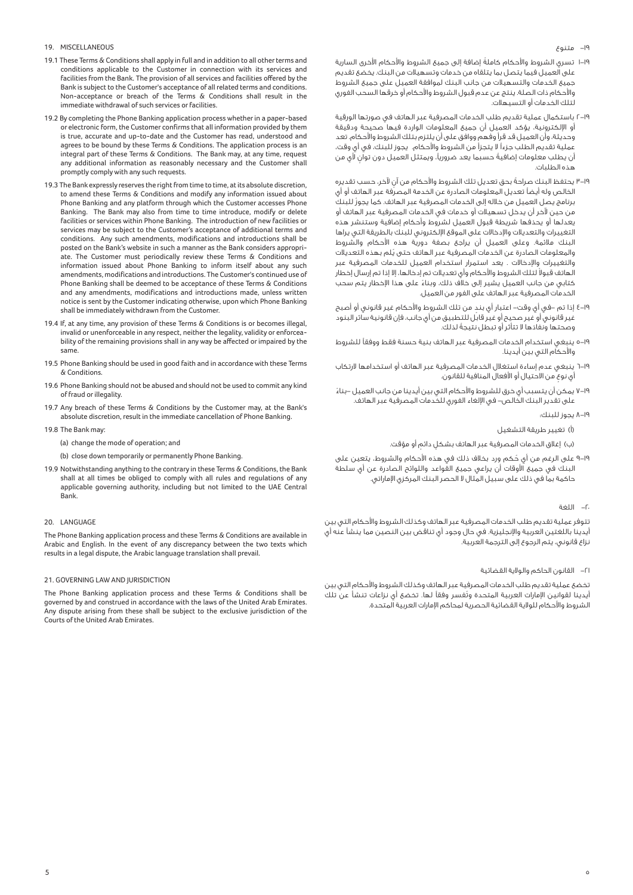## 19. MISCELLANEOUS

19.1 These Terms & Conditions shall apply in full and in addition to all other terms and conditions applicable to the Customer in connection with its services and facilities from the Bank. The provision of all services and facilities offered by the Bank is subject to the Customer's acceptance of all related terms and conditions. Non-acceptance or breach of the Terms & Conditions shall result in the immediate withdrawal of such services or facilities.

19.2 By completing the Phone Banking application process whether in a paper-based or electronic form, the Customer confirms that all information provided by them is true, accurate and up-to-date and the Customer has read, understood and agrees to be bound by these Terms & Conditions. The application process is an integral part of these Terms & Conditions. The Bank may, at any time, request any additional information as reasonably necessary and the Customer shall promptly comply with any such requests.

19.3 The Bank expressly reserves the right from time to time, at its absolute discretion, to amend these Terms & Conditions and modify any information issued about Phone Banking and any platform through which the Customer accesses Phone Banking. The Bank may also from time to time introduce, modify or delete facilities or services within Phone Banking. The introduction of new facilities or services may be subject to the Customer's acceptance of additional terms and conditions. Any such amendments, modifications and introductions shall be posted on the Bank's website in such a manner as the Bank considers appropriate. The Customer must periodically review these Terms & Conditions and information issued about Phone Banking to inform itself about any such amendments, modifications and introductions. The Customer's continued use of Phone Banking shall be deemed to be acceptance of these Terms & Conditions and any amendments, modifications and introductions made, unless written notice is sent by the Customer indicating otherwise, upon which Phone Banking shall be immediately withdrawn from the Customer.

19.4 If, at any time, any provision of these Terms & Conditions is or becomes illegal, invalid or unenforceable in any respect, neither the legality, validity or enforceability of the remaining provisions shall in any way be affected or impaired by the same.

19.5 Phone Banking should be used in good faith and in accordance with these Terms & Conditions.

19.6 Phone Banking should not be abused and should not be used to commit any kind of fraud or illegality.

19.7 Any breach of these Terms & Conditions by the Customer may, at the Bank's absolute discretion, result in the immediate cancellation of Phone Banking.

19.8 The Bank may:

(a) change the mode of operation; and

(b) close down temporarily or permanently Phone Banking.

19.9 Notwithstanding anything to the contrary in these Terms & Conditions, the Bank shall at all times be obliged to comply with all rules and regulations of any applicable governing authority, including but not limited to the UAE Central Bank.

## 20. LANGUAGE

The Phone Banking application process and these Terms & Conditions are available in Arabic and English. In the event of any discrepancy between the two texts which results in a legal dispute, the Arabic language translation shall prevail.

## 21. GOVERNING LAW AND JURISDICTION

The Phone Banking application process and these Terms & Conditions shall be governed by and construed in accordance with the laws of the United Arab Emirates. Any dispute arising from these shall be subject to the exclusive jurisdiction of the Courts of the United Arab Emirates.

## ١٩– متنوع

١٩–١ تسري الشروط والأحكام كاملةً إضافة إلى جميع الشروط والأحكام الأخرى السارية على العميل فيما يتصل بما يتلقاه من خدمات وتسهيلات من البنك. يخضع تقديم جميع الخدمات والتسهيلات من جانب البنك لموافقة العميل على جميع الشروط والأحكام ذات الصلة. ينتج عن عدم قبول الشروط والأحكام أو خرقها السحب الفوري لتلك الخدمات أو التسهيلات.

١٩–٢ باستكمال عملية تقديم طلب الخدمات المصرفية عبر الهاتف في صورتها الورقية أو الإلكترونية، يؤكد العميل أن جميع المعلومات الواردة فيها صحيحة ودقيقة وحديثة، وأن العميل قد قرأ وفهم ووافق على أن يلتزم بتلك الشروط والأحكام. تعد عملية تقديم الطلب جزءاً لا يتجزأ من الشروط والأحكام. يجوز للبنك، في أي وقت، أن يطلب معلومات إضافية حسبما يعد ضرورياً، ويمتثل العميل دون توانٍ لأيٍ من هذه الطلبات.

١٩–٣ يحتفظ البنك صراحةً بحق تعديل تلك الشروط والأحكام من آن لآخر، حسب تقديره الخالص وله أيضاً تعديل المعلومات الصادرة عن الخدمة المصرفة عبر الهاتف أو أي برنامج يصل العميل من خلاله إلى الخدمات المصرفية عبر الهاتف. كما يجوز للبنك من حين لآخر أن يدخل تسهيلات أو خدمات في الخدمات المصرفية عبر الهاتف أو يعدلها أو يحذفها بشريطة قبول العميل لشروط وأحكام إضافية وستنشر هذه التغييرات والتعديلات والإدخالات على الموقع الإلكتروني للبنك بالطريقة التي يراها البنك ملائمة. وعلى العميل أن يراجع بصفة دورية هذه الأحكام والشروط والمعلومات الصادرة عن الخدمات المصرفية عبر الهاتف حتى يُلم بهذه التعديلات والتغييرات والإدخالات . يعد استمرار استخدام العميل للخدمات المصرفية عبر الهاتف قبولاً لتلك الشروط والأحكام وأي تعديلات تم إدخالها، إلا إذا تم إرسال إخطار كتابي من جانب العميل يشير إلى خلاف ذلك، وبناءً على هذا الإخطار يتم سحب الخدمات المصرفية عبر الهاتف على الفور من العميل.

١٩–٤ إذا تم –في أي وقت– اعتبار أي بند من تلك الشروط والأحكام غير قانوني أو أصبح غير قانوني أو غير صحيح أو غير قابل للتطبيق من أي جانب، فإن قانونية سائر البنود وصحتها ونفاذها لا تتأثر أو تبطل نتيجةً لذلك.

١٩–٥ ينبغي استخدام الخدمات المصرفية عبر الهاتف بنية حسنة فقط ووفقاً للشروط والأحكام التي بين أيدينا.

١٩–٦ ينبغي عدم إساءة استغلال الخدمات المصرفية عبر الهاتف أو استخدامها لارتكاب أي نوعٍ من الاحتيال أو الأفعال المنافية للقانون.

١٩–٧ يمكن أن يتسبب أي خرق للشروط والأحكام التي بين أيدينا من جانب العميل –بناءً على تقدير البنك الخالص– في الإلغاء الفوري للخدمات المصرفية عبر الهاتف.

١٩–٨ يجوز للبنك:

(أ) تغيير طريقة التشغيل

(ب) إغلاق الخدمات المصرفية عبر الهاتف بشكلٍ دائم أو مؤقت.

١٩–٩ على الرغم من أي حُكم ورد بخلاف ذلك في هذه الأحكام والشروط، يتعين على البنك في جميع الأوقات أن يراعي جميع القواعد واللوائح الصادرة عن أي سلطة حاكمة بما في ذلك على سبيل المثال لا الحصر البنك المركزي الإماراتي.

## ٢٠– اللغة

تتوفر عملية تقديم طلب الخدمات المصرفية عبر الهاتف وكذلك الشروط والأحكام التي بين أيدينا باللغتين العربية والإنجليزية. في حال وجود أي تناقض بين النصين مما ينشأ عنه أي نزاع قانوني، يتم الرجوع إلى الترجمة العربية.

## ٢١– القانون الحاكم والولاية القضائية

تخضع عملية تقديم طلب الخدمات المصرفية عبر الهاتف وكذلك الشروط والأحكام التي بين أيدينا لقوانين الإمارات العربية المتحدة وتفسر وفقاً لها. تخضع أي نزاعات تنشأ عن تلك الشروط والأحكام للولاية القضائية الحصرية لمحاكم الإمارات العربية المتحدة.